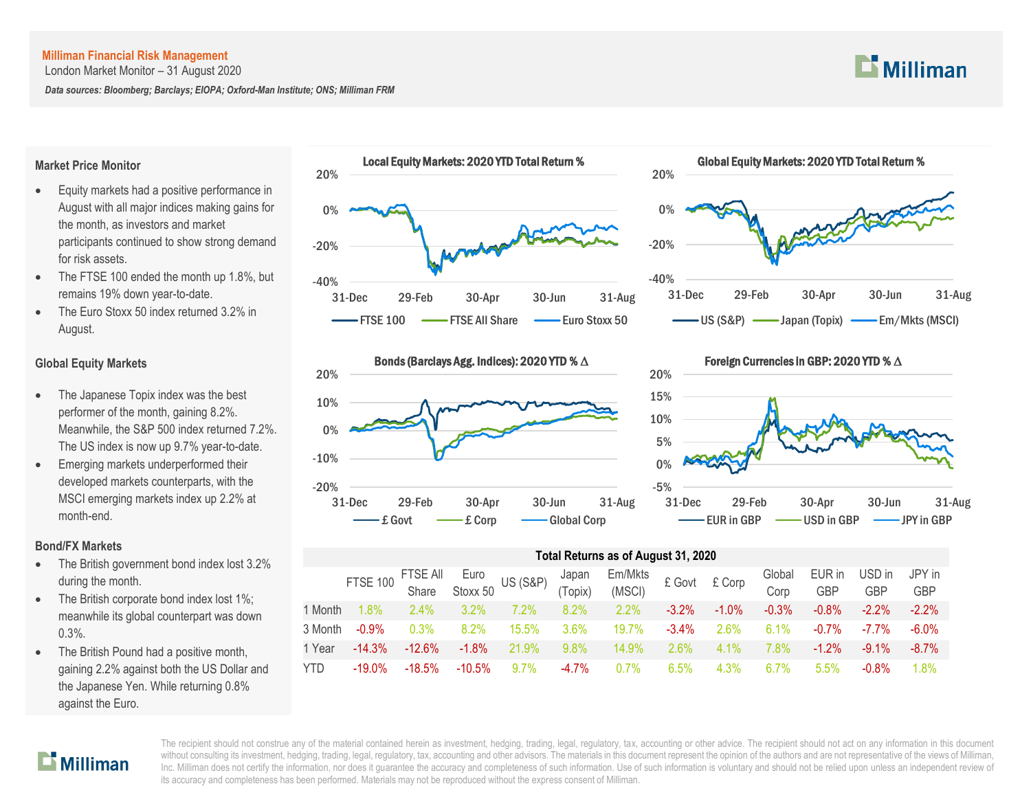**Milliman Financial Risk Management**

London Market Monitor – 31 August 2020

***Data sources: Bloomberg; Barclays; EIOPA; Oxford-Man Institute; ONS; Milliman FRM***

### Market Price Monitor

- Equity markets had a positive performance in August with all major indices making gains for the month, as investors and market participants continued to show strong demand for risk assets.
- The FTSE 100 ended the month up 1.8%, but remains 19% down year-to-date.
- The Euro Stoxx 50 index returned 3.2% in August.

### Global Equity Markets

- The Japanese Topix index was the best performer of the month, gaining 8.2%. Meanwhile, the S&P 500 index returned 7.2%. The US index is now up 9.7% year-to-date.
- Emerging markets underperformed their developed markets counterparts, with the MSCI emerging markets index up 2.2% at month-end.

### Bond/FX Markets

- The British government bond index lost 3.2% during the month.
- The British corporate bond index lost 1%; meanwhile its global counterpart was down 0.3%.
- The British Pound had a positive month, gaining 2.2% against both the US Dollar and the Japanese Yen. While returning 0.8% against the Euro.

**Local Equity Markets: 2020 YTD Total Return %**

**Global Equity Markets: 2020 YTD Total Return %**

**Bonds (Barclays Agg. Indices): 2020 YTD % Δ**

**Foreign Currencies in GBP: 2020 YTD % Δ**

**Total Returns as of August 31, 2020**

| | FTSE 100 | FTSE All Share | Euro Stoxx 50 | US (S&P) | Japan (Topix) | Em/Mkts (MSCI) | £ Govt | £ Corp | Global Corp | EUR in GBP | USD in GBP | JPY in GBP |
|---|---|---|---|---|---|---|---|---|---|---|---|---|
| 1 Month | 1.8% | 2.4% | 3.2% | 7.2% | 8.2% | 2.2% | -3.2% | -1.0% | -0.3% | -0.8% | -2.2% | -2.2% |
| 3 Month | -0.9% | 0.3% | 8.2% | 15.5% | 3.6% | 19.7% | -3.4% | 2.6% | 6.1% | -0.7% | -7.7% | -6.0% |
| 1 Year | -14.3% | -12.6% | -1.8% | 21.9% | 9.8% | 14.9% | 2.6% | 4.1% | 7.8% | -1.2% | -9.1% | -8.7% |
| YTD | -19.0% | -18.5% | -10.5% | 9.7% | -4.7% | 0.7% | 6.5% | 4.3% | 6.7% | 5.5% | -0.8% | 1.8% |

The recipient should not construe any of the material contained herein as investment, hedging, trading, legal, regulatory, tax, accounting or other advice. The recipient should not act on any information in this document without consulting its investment, hedging, trading, legal, regulatory, tax, accounting and other advisors. The materials in this document represent the opinion of the authors and are not representative of the views of Milliman, Inc. Milliman does not certify the information, nor does it guarantee the accuracy and completeness of such information. Use of such information is voluntary and should not be relied upon unless an independent review of its accuracy and completeness has been performed. Materials may not be reproduced without the express consent of Milliman.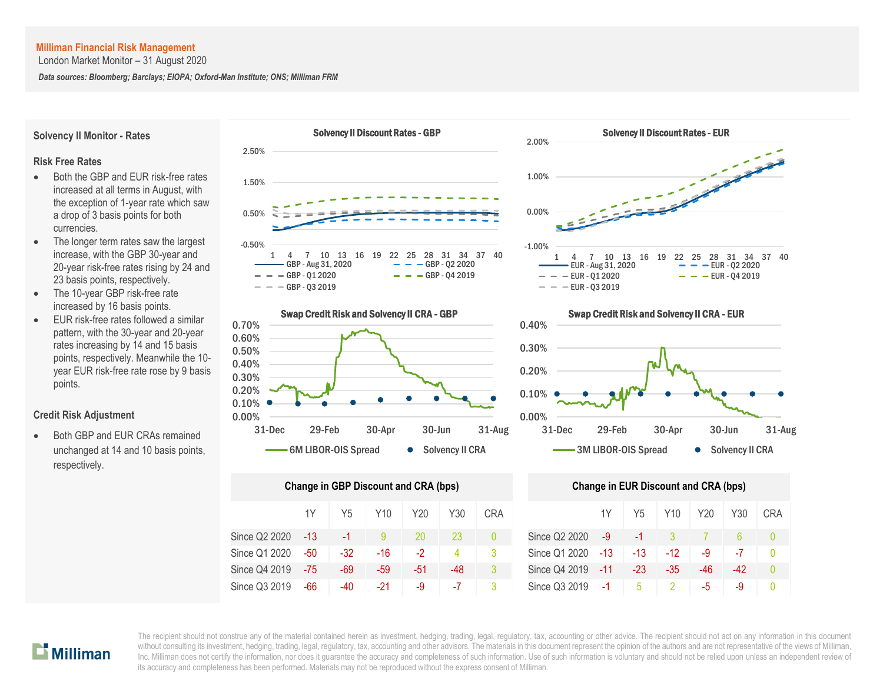**Milliman Financial Risk Management**
London Market Monitor – 31 August 2020

*Data sources: Bloomberg; Barclays; EIOPA; Oxford-Man Institute; ONS; Milliman FRM*

## Solvency II Monitor - Rates

### Risk Free Rates

- Both the GBP and EUR risk-free rates increased at all terms in August, with the exception of 1-year rate which saw a drop of 3 basis points for both currencies.
- The longer term rates saw the largest increase, with the GBP 30-year and 20-year risk-free rates rising by 24 and 23 basis points, respectively.
- The 10-year GBP risk-free rate increased by 16 basis points.
- EUR risk-free rates followed a similar pattern, with the 30-year and 20-year rates increasing by 14 and 15 basis points, respectively. Meanwhile the 10-year EUR risk-free rate rose by 9 basis points.

### Credit Risk Adjustment

- Both GBP and EUR CRAs remained unchanged at 14 and 10 basis points, respectively.

**Solvency II Discount Rates - GBP**

**Solvency II Discount Rates - EUR**

**Swap Credit Risk and Solvency II CRA - GBP**

**Swap Credit Risk and Solvency II CRA - EUR**

**Change in GBP Discount and CRA (bps)**

| | 1Y | Y5 | Y10 | Y20 | Y30 | CRA |
|---|---|---|---|---|---|---|
| Since Q2 2020 | -13 | -1 | 9 | 20 | 23 | 0 |
| Since Q1 2020 | -50 | -32 | -16 | -2 | 4 | 3 |
| Since Q4 2019 | -75 | -69 | -59 | -51 | -48 | 3 |
| Since Q3 2019 | -66 | -40 | -21 | -9 | -7 | 3 |

**Change in EUR Discount and CRA (bps)**

| | 1Y | Y5 | Y10 | Y20 | Y30 | CRA |
|---|---|---|---|---|---|---|
| Since Q2 2020 | -9 | -1 | 3 | 7 | 6 | 0 |
| Since Q1 2020 | -13 | -13 | -12 | -9 | -7 | 0 |
| Since Q4 2019 | -11 | -23 | -35 | -46 | -42 | 0 |
| Since Q3 2019 | -1 | 5 | 2 | -5 | -9 | 0 |

The recipient should not construe any of the material contained herein as investment, hedging, trading, legal, regulatory, tax, accounting or other advice. The recipient should not act on any information in this document without consulting its investment, hedging, trading, legal, regulatory, tax, accounting and other advisors. The materials in this document represent the opinion of the authors and are not representative of the views of Milliman, Inc. Milliman does not certify the information, nor does it guarantee the accuracy and completeness of such information. Use of such information is voluntary and should not be relied upon unless an independent review of its accuracy and completeness has been performed. Materials may not be reproduced without the express consent of Milliman.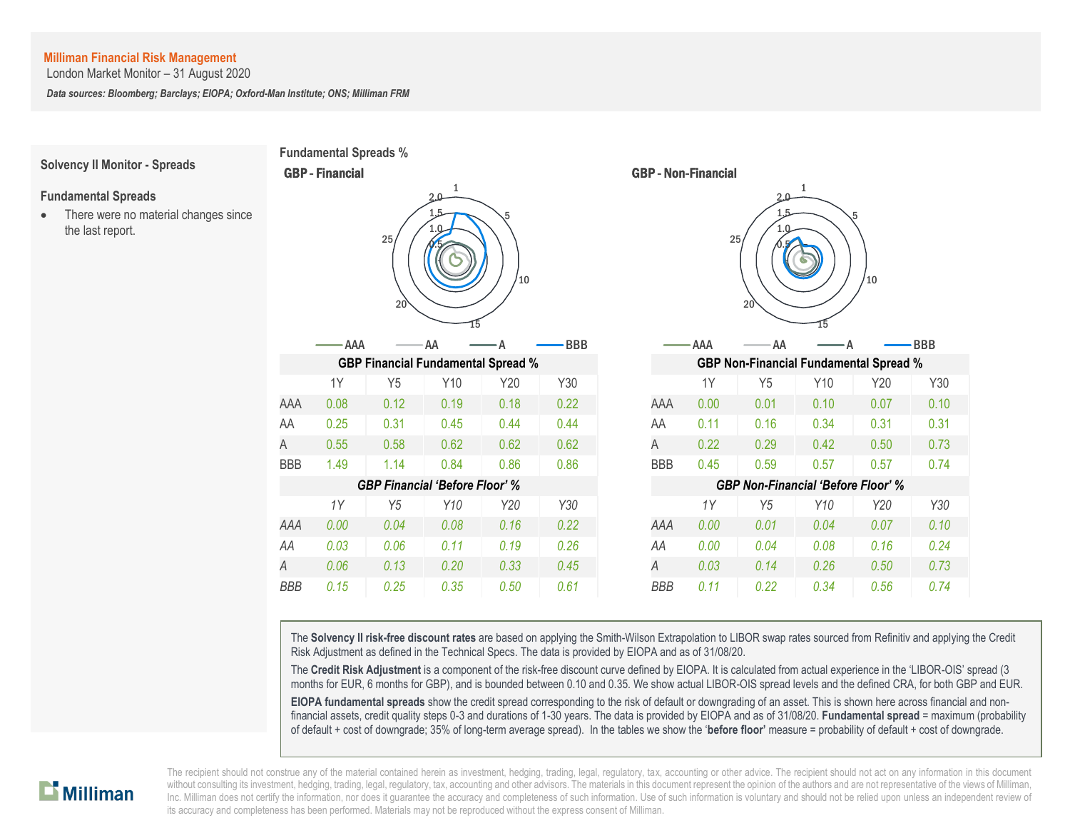**Milliman Financial Risk Management**
London Market Monitor – 31 August 2020

***Data sources: Bloomberg; Barclays; EIOPA; Oxford-Man Institute; ONS; Milliman FRM***

## Solvency II Monitor - Spreads

### Fundamental Spreads

- There were no material changes since the last report.

## Fundamental Spreads %

### GBP - Financial

### GBP - Non-Financial

AAA AA A BBB

**GBP Financial Fundamental Spread %**

| | 1Y | Y5 | Y10 | Y20 | Y30 |
|---|---|---|---|---|---|
| AAA | 0.08 | 0.12 | 0.19 | 0.18 | 0.22 |
| AA | 0.25 | 0.31 | 0.45 | 0.44 | 0.44 |
| A | 0.55 | 0.58 | 0.62 | 0.62 | 0.62 |
| BBB | 1.49 | 1.14 | 0.84 | 0.86 | 0.86 |

***GBP Financial 'Before Floor' %***

| | 1Y | Y5 | Y10 | Y20 | Y30 |
|---|---|---|---|---|---|
| *AAA* | *0.00* | *0.04* | *0.08* | *0.16* | *0.22* |
| *AA* | *0.03* | *0.06* | *0.11* | *0.19* | *0.26* |
| *A* | *0.06* | *0.13* | *0.20* | *0.33* | *0.45* |
| *BBB* | *0.15* | *0.25* | *0.35* | *0.50* | *0.61* |

**GBP Non-Financial Fundamental Spread %**

| | 1Y | Y5 | Y10 | Y20 | Y30 |
|---|---|---|---|---|---|
| AAA | 0.00 | 0.01 | 0.10 | 0.07 | 0.10 |
| AA | 0.11 | 0.16 | 0.34 | 0.31 | 0.31 |
| A | 0.22 | 0.29 | 0.42 | 0.50 | 0.73 |
| BBB | 0.45 | 0.59 | 0.57 | 0.57 | 0.74 |

***GBP Non-Financial 'Before Floor' %***

| | 1Y | Y5 | Y10 | Y20 | Y30 |
|---|---|---|---|---|---|
| *AAA* | *0.00* | *0.01* | *0.04* | *0.07* | *0.10* |
| *AA* | *0.00* | *0.04* | *0.08* | *0.16* | *0.24* |
| *A* | *0.03* | *0.14* | *0.26* | *0.50* | *0.73* |
| *BBB* | *0.11* | *0.22* | *0.34* | *0.56* | *0.74* |

The **Solvency II risk-free discount rates** are based on applying the Smith-Wilson Extrapolation to LIBOR swap rates sourced from Refinitiv and applying the Credit Risk Adjustment as defined in the Technical Specs. The data is provided by EIOPA and as of 31/08/20.

The **Credit Risk Adjustment** is a component of the risk-free discount curve defined by EIOPA. It is calculated from actual experience in the 'LIBOR-OIS' spread (3 months for EUR, 6 months for GBP), and is bounded between 0.10 and 0.35. We show actual LIBOR-OIS spread levels and the defined CRA, for both GBP and EUR.

**EIOPA fundamental spreads** show the credit spread corresponding to the risk of default or downgrading of an asset. This is shown here across financial and non-financial assets, credit quality steps 0-3 and durations of 1-30 years. The data is provided by EIOPA and as of 31/08/20. **Fundamental spread** = maximum (probability of default + cost of downgrade; 35% of long-term average spread). In the tables we show the '**before floor'** measure = probability of default + cost of downgrade.

The recipient should not construe any of the material contained herein as investment, hedging, trading, legal, regulatory, tax, accounting or other advice. The recipient should not act on any information in this document without consulting its investment, hedging, trading, legal, regulatory, tax, accounting and other advisors. The materials in this document represent the opinion of the authors and are not representative of the views of Milliman, Inc. Milliman does not certify the information, nor does it guarantee the accuracy and completeness of such information. Use of such information is voluntary and should not be relied upon unless an independent review of its accuracy and completeness has been performed. Materials may not be reproduced without the express consent of Milliman.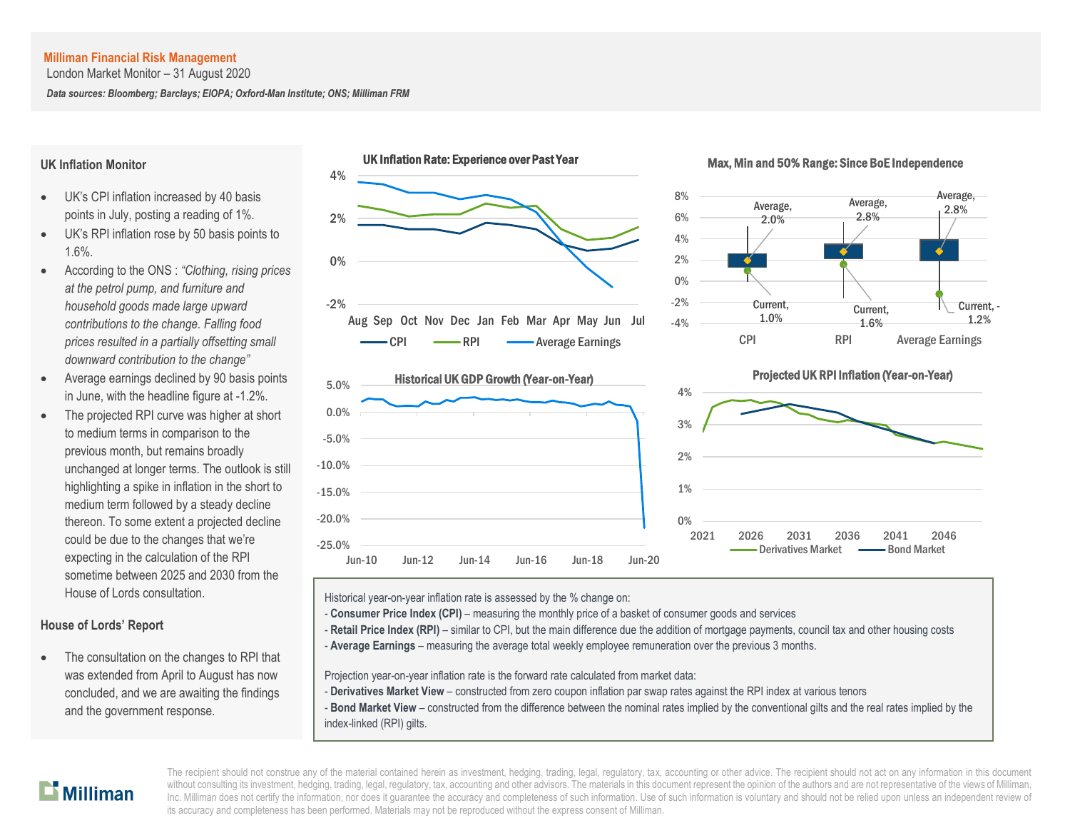**Milliman Financial Risk Management**
London Market Monitor – 31 August 2020

***Data sources: Bloomberg; Barclays; EIOPA; Oxford-Man Institute; ONS; Milliman FRM***

### UK Inflation Monitor

- UK's CPI inflation increased by 40 basis points in July, posting a reading of 1%.
- UK's RPI inflation rose by 50 basis points to 1.6%.
- According to the ONS : *"Clothing, rising prices at the petrol pump, and furniture and household goods made large upward contributions to the change. Falling food prices resulted in a partially offsetting small downward contribution to the change"*
- Average earnings declined by 90 basis points in June, with the headline figure at -1.2%.
- The projected RPI curve was higher at short to medium terms in comparison to the previous month, but remains broadly unchanged at longer terms. The outlook is still highlighting a spike in inflation in the short to medium term followed by a steady decline thereon. To some extent a projected decline could be due to the changes that we're expecting in the calculation of the RPI sometime between 2025 and 2030 from the House of Lords consultation.

### House of Lords' Report

- The consultation on the changes to RPI that was extended from April to August has now concluded, and we are awaiting the findings and the government response.

**UK Inflation Rate: Experience over Past Year**

**Max, Min and 50% Range: Since BoE Independence**

| | CPI | RPI | Average Earnings |
|---|---|---|---|
| Average | 2.0% | 2.8% | 2.8% |
| Current | 1.0% | 1.6% | -1.2% |

**Historical UK GDP Growth (Year-on-Year)**

**Projected UK RPI Inflation (Year-on-Year)**

Historical year-on-year inflation rate is assessed by the % change on:
- **Consumer Price Index (CPI)** – measuring the monthly price of a basket of consumer goods and services
- **Retail Price Index (RPI)** – similar to CPI, but the main difference due the addition of mortgage payments, council tax and other housing costs
- **Average Earnings** – measuring the average total weekly employee remuneration over the previous 3 months.

Projection year-on-year inflation rate is the forward rate calculated from market data:
- **Derivatives Market View** – constructed from zero coupon inflation par swap rates against the RPI index at various tenors
- **Bond Market View** – constructed from the difference between the nominal rates implied by the conventional gilts and the real rates implied by the index-linked (RPI) gilts.

The recipient should not construe any of the material contained herein as investment, hedging, trading, legal, regulatory, tax, accounting or other advice. The recipient should not act on any information in this document without consulting its investment, hedging, trading, legal, regulatory, tax, accounting and other advisors. The materials in this document represent the opinion of the authors and are not representative of the views of Milliman, Inc. Milliman does not certify the information, nor does it guarantee the accuracy and completeness of such information. Use of such information is voluntary and should not be relied upon unless an independent review of its accuracy and completeness has been performed. Materials may not be reproduced without the express consent of Milliman.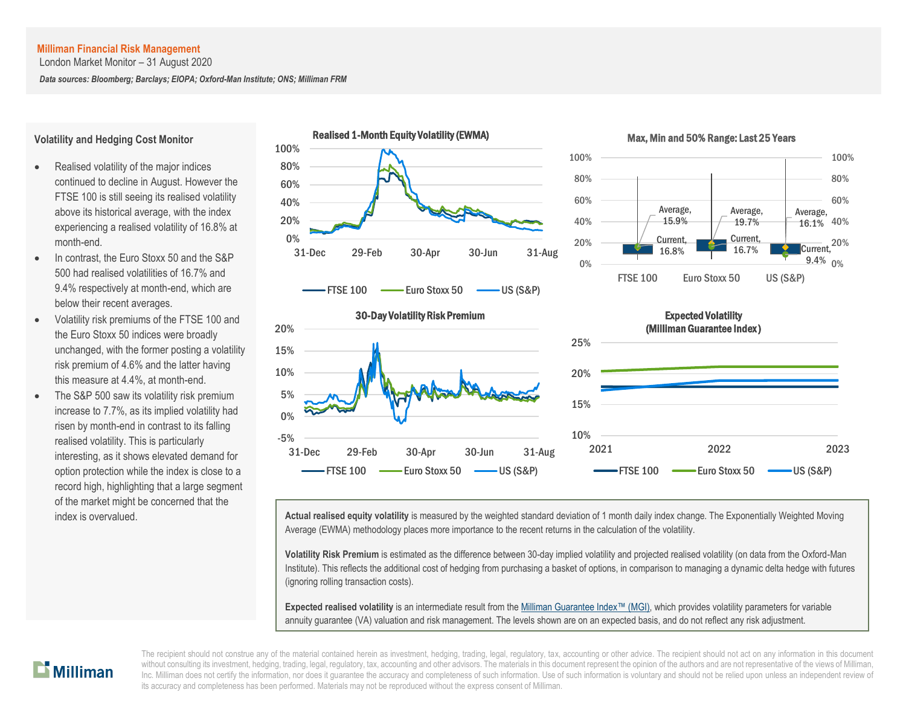**Milliman Financial Risk Management**
London Market Monitor – 31 August 2020

***Data sources: Bloomberg; Barclays; EIOPA; Oxford-Man Institute; ONS; Milliman FRM***

### Volatility and Hedging Cost Monitor

- Realised volatility of the major indices continued to decline in August. However the FTSE 100 is still seeing its realised volatility above its historical average, with the index experiencing a realised volatility of 16.8% at month-end.
- In contrast, the Euro Stoxx 50 and the S&P 500 had realised volatilities of 16.7% and 9.4% respectively at month-end, which are below their recent averages.
- Volatility risk premiums of the FTSE 100 and the Euro Stoxx 50 indices were broadly unchanged, with the former posting a volatility risk premium of 4.6% and the latter having this measure at 4.4%, at month-end.
- The S&P 500 saw its volatility risk premium increase to 7.7%, as its implied volatility had risen by month-end in contrast to its falling realised volatility. This is particularly interesting, as it shows elevated demand for option protection while the index is close to a record high, highlighting that a large segment of the market might be concerned that the index is overvalued.

**Realised 1-Month Equity Volatility (EWMA)**

**Max, Min and 50% Range: Last 25 Years**

| | FTSE 100 | Euro Stoxx 50 | US (S&P) |
|---|---|---|---|
| Average | 15.9% | 19.7% | 16.1% |
| Current | 16.8% | 16.7% | 9.4% |

**30-Day Volatility Risk Premium**

**Expected Volatility (Milliman Guarantee Index)**

**Actual realised equity volatility** is measured by the weighted standard deviation of 1 month daily index change. The Exponentially Weighted Moving Average (EWMA) methodology places more importance to the recent returns in the calculation of the volatility.

**Volatility Risk Premium** is estimated as the difference between 30-day implied volatility and projected realised volatility (on data from the Oxford-Man Institute). This reflects the additional cost of hedging from purchasing a basket of options, in comparison to managing a dynamic delta hedge with futures (ignoring rolling transaction costs).

**Expected realised volatility** is an intermediate result from the Milliman Guarantee Index™ (MGI), which provides volatility parameters for variable annuity guarantee (VA) valuation and risk management. The levels shown are on an expected basis, and do not reflect any risk adjustment.

The recipient should not construe any of the material contained herein as investment, hedging, trading, legal, regulatory, tax, accounting or other advice. The recipient should not act on any information in this document without consulting its investment, hedging, trading, legal, regulatory, tax, accounting and other advisors. The materials in this document represent the opinion of the authors and are not representative of the views of Milliman, Inc. Milliman does not certify the information, nor does it guarantee the accuracy and completeness of such information. Use of such information is voluntary and should not be relied upon unless an independent review of its accuracy and completeness has been performed. Materials may not be reproduced without the express consent of Milliman.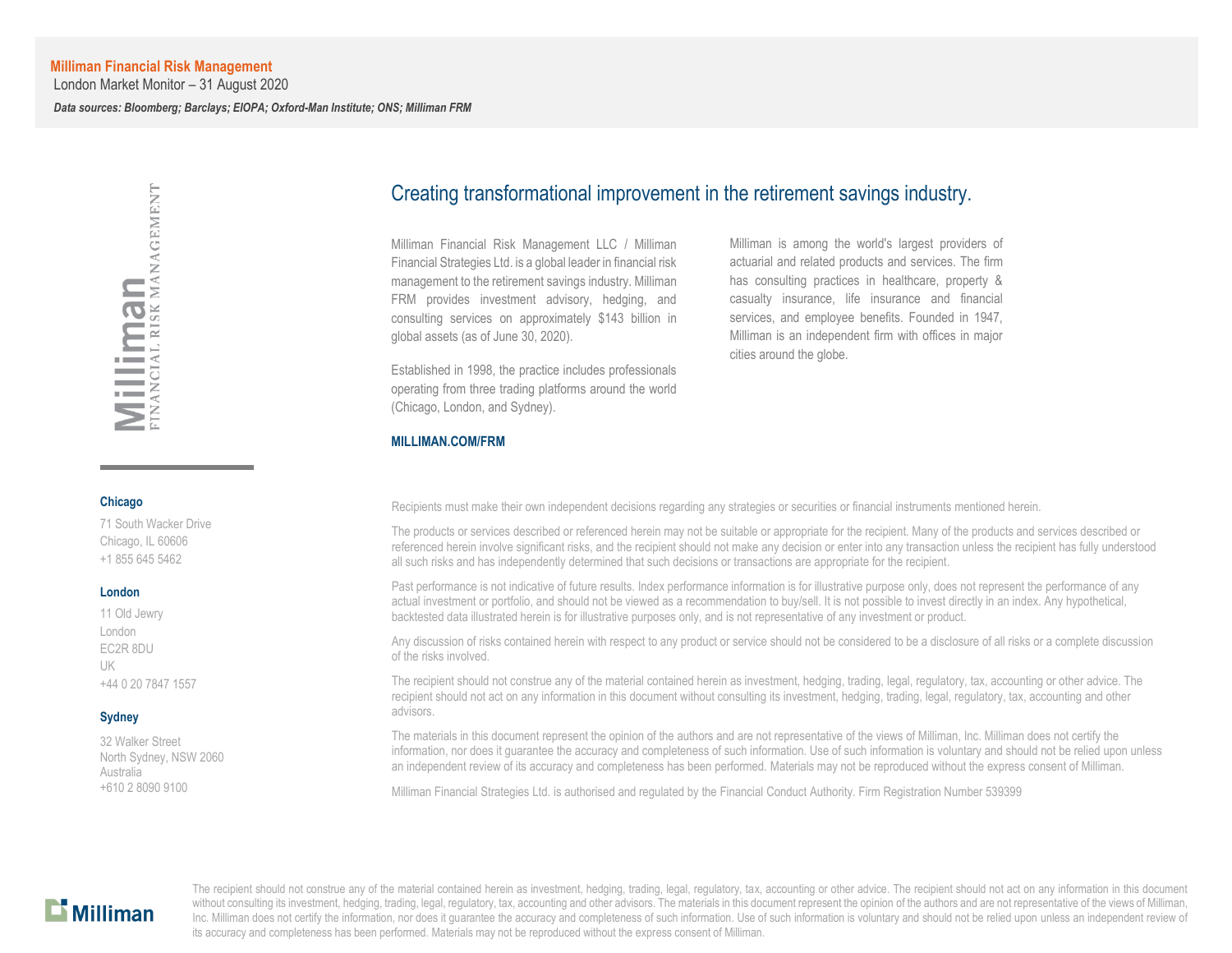Milliman Financial Risk Management

London Market Monitor – 31 August 2020

*Data sources: Bloomberg; Barclays; EIOPA; Oxford-Man Institute; ONS; Milliman FRM*

Milliman FINANCIAL RISK MANAGEMENT

## Creating transformational improvement in the retirement savings industry.

Milliman Financial Risk Management LLC / Milliman Financial Strategies Ltd. is a global leader in financial risk management to the retirement savings industry. Milliman FRM provides investment advisory, hedging, and consulting services on approximately $143 billion in global assets (as of June 30, 2020).

Established in 1998, the practice includes professionals operating from three trading platforms around the world (Chicago, London, and Sydney).

Milliman is among the world's largest providers of actuarial and related products and services. The firm has consulting practices in healthcare, property & casualty insurance, life insurance and financial services, and employee benefits. Founded in 1947, Milliman is an independent firm with offices in major cities around the globe.

**MILLIMAN.COM/FRM**

**Chicago**

71 South Wacker Drive
Chicago, IL 60606
+1 855 645 5462

**London**

11 Old Jewry
London
EC2R 8DU
UK
+44 0 20 7847 1557

**Sydney**

32 Walker Street
North Sydney, NSW 2060
Australia
+610 2 8090 9100

Recipients must make their own independent decisions regarding any strategies or securities or financial instruments mentioned herein.

The products or services described or referenced herein may not be suitable or appropriate for the recipient. Many of the products and services described or referenced herein involve significant risks, and the recipient should not make any decision or enter into any transaction unless the recipient has fully understood all such risks and has independently determined that such decisions or transactions are appropriate for the recipient.

Past performance is not indicative of future results. Index performance information is for illustrative purpose only, does not represent the performance of any actual investment or portfolio, and should not be viewed as a recommendation to buy/sell. It is not possible to invest directly in an index. Any hypothetical, backtested data illustrated herein is for illustrative purposes only, and is not representative of any investment or product.

Any discussion of risks contained herein with respect to any product or service should not be considered to be a disclosure of all risks or a complete discussion of the risks involved.

The recipient should not construe any of the material contained herein as investment, hedging, trading, legal, regulatory, tax, accounting or other advice. The recipient should not act on any information in this document without consulting its investment, hedging, trading, legal, regulatory, tax, accounting and other advisors.

The materials in this document represent the opinion of the authors and are not representative of the views of Milliman, Inc. Milliman does not certify the information, nor does it guarantee the accuracy and completeness of such information. Use of such information is voluntary and should not be relied upon unless an independent review of its accuracy and completeness has been performed. Materials may not be reproduced without the express consent of Milliman.

Milliman Financial Strategies Ltd. is authorised and regulated by the Financial Conduct Authority. Firm Registration Number 539399

Milliman

The recipient should not construe any of the material contained herein as investment, hedging, trading, legal, regulatory, tax, accounting or other advice. The recipient should not act on any information in this document without consulting its investment, hedging, trading, legal, regulatory, tax, accounting and other advisors. The materials in this document represent the opinion of the authors and are not representative of the views of Milliman, Inc. Milliman does not certify the information, nor does it guarantee the accuracy and completeness of such information. Use of such information is voluntary and should not be relied upon unless an independent review of its accuracy and completeness has been performed. Materials may not be reproduced without the express consent of Milliman.